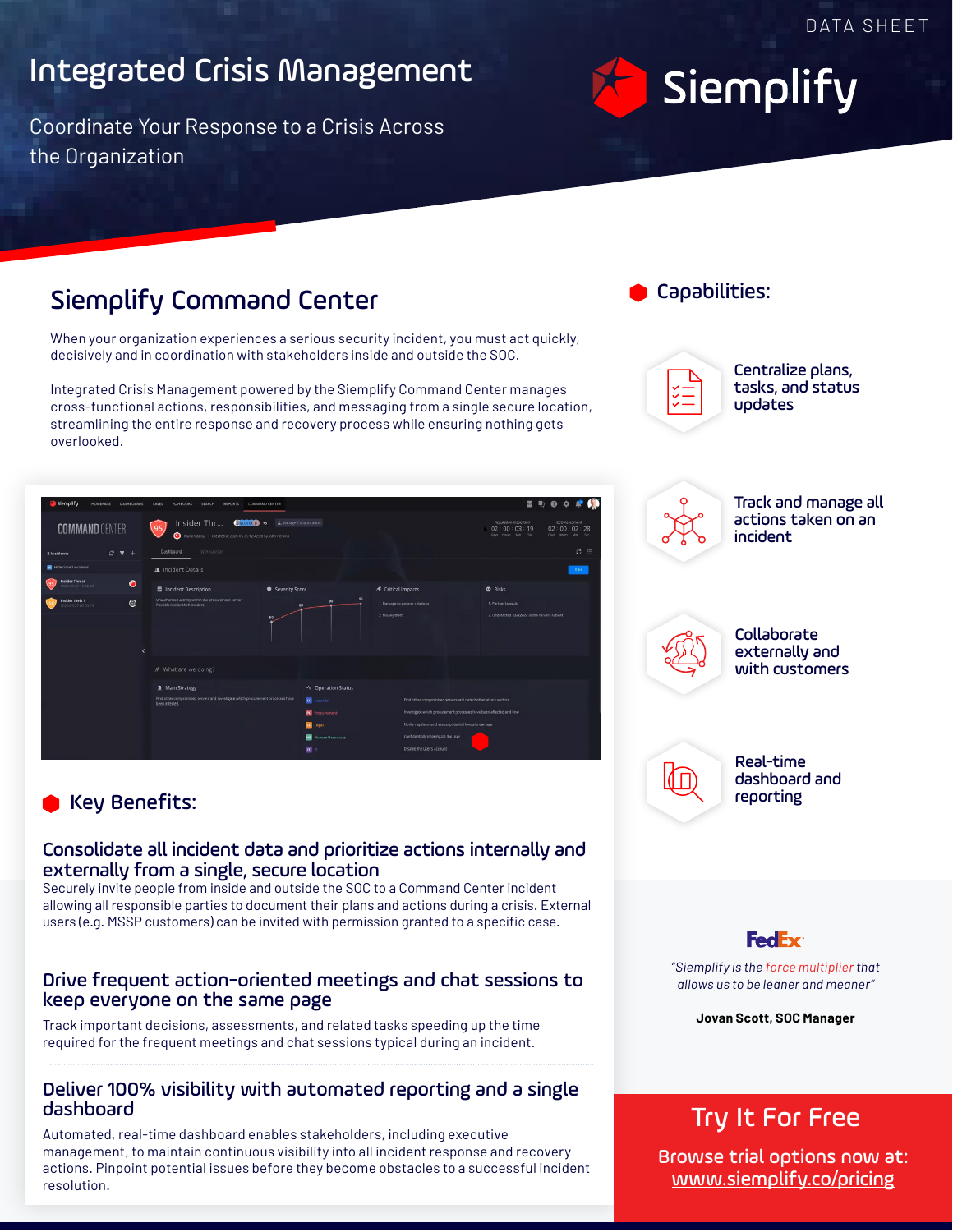DATA SHEET

# Integrated Crisis Management

Coordinate Your Response to a Crisis Across the Organization

Siemplify

## Siemplify Command Center

When your organization experiences a serious security incident, you must act quickly, decisively and in coordination with stakeholders inside and outside the SOC.

Integrated Crisis Management powered by the Siemplify Command Center manages cross-functional actions, responsibilities, and messaging from a single secure location, streamlining the entire response and recovery process while ensuring nothing gets overlooked.

## Key Benefits:

### Consolidate all incident data and prioritize actions internally and externally from a single, secure location

Securely invite people from inside and outside the SOC to a Command Center incident allowing all responsible parties to document their plans and actions during a crisis. External users (e.g. MSSP customers) can be invited with permission granted to a specific case.

### Drive frequent action-oriented meetings and chat sessions to keep everyone on the same page

Track important decisions, assessments, and related tasks speeding up the time required for the frequent meetings and chat sessions typical during an incident.

### Deliver 100% visibility with automated reporting and a single dashboard

Automated, real-time dashboard enables stakeholders, including executive management, to maintain continuous visibility into all incident response and recovery actions. Pinpoint potential issues before they become obstacles to a successful incident resolution.

## Capabilities:

- Centralize plans, tasks, and status updates
- Track and manage all actions taken on an incident
- Collaborate externally and with customers
- Real-time dashboard and reporting

FedEx

*"Siemplify is the force multiplier that allows us to be leaner and meaner"*

**Jovan Scott, SOC Manager**

## Try It For Free

Browse trial options now at:
www.siemplify.co/pricing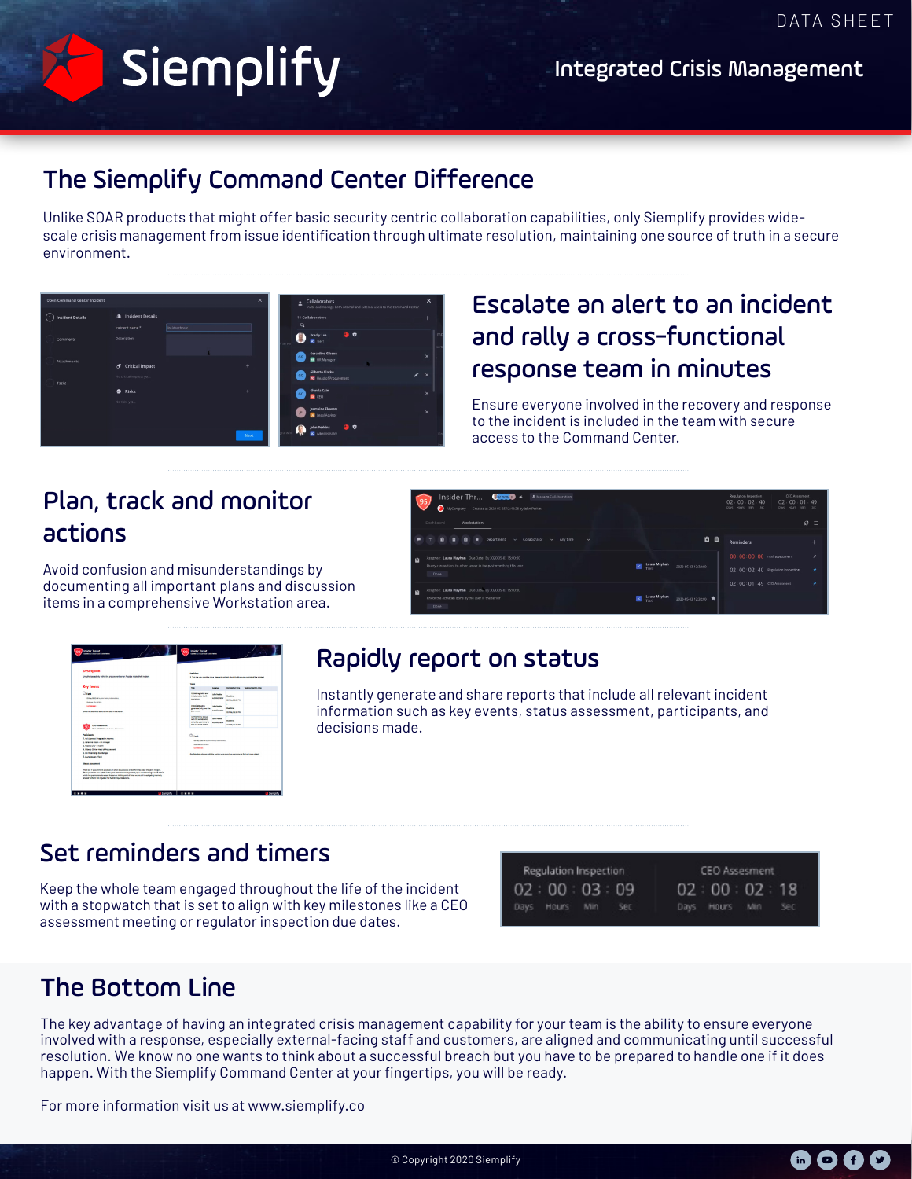# Siemplify

DATA SHEET

Integrated Crisis Management

## The Siemplify Command Center Difference

Unlike SOAR products that might offer basic security centric collaboration capabilities, only Siemplify provides wide-scale crisis management from issue identification through ultimate resolution, maintaining one source of truth in a secure environment.

## Escalate an alert to an incident and rally a cross-functional response team in minutes

Ensure everyone involved in the recovery and response to the incident is included in the team with secure access to the Command Center.

## Plan, track and monitor actions

Avoid confusion and misunderstandings by documenting all important plans and discussion items in a comprehensive Workstation area.

## Rapidly report on status

Instantly generate and share reports that include all relevant incident information such as key events, status assessment, participants, and decisions made.

## Set reminders and timers

Keep the whole team engaged throughout the life of the incident with a stopwatch that is set to align with key milestones like a CEO assessment meeting or regulator inspection due dates.

## The Bottom Line

The key advantage of having an integrated crisis management capability for your team is the ability to ensure everyone involved with a response, especially external-facing staff and customers, are aligned and communicating until successful resolution. We know no one wants to think about a successful breach but you have to be prepared to handle one if it does happen. With the Siemplify Command Center at your fingertips, you will be ready.

For more information visit us at www.siemplify.co

© Copyright 2020 Siemplify